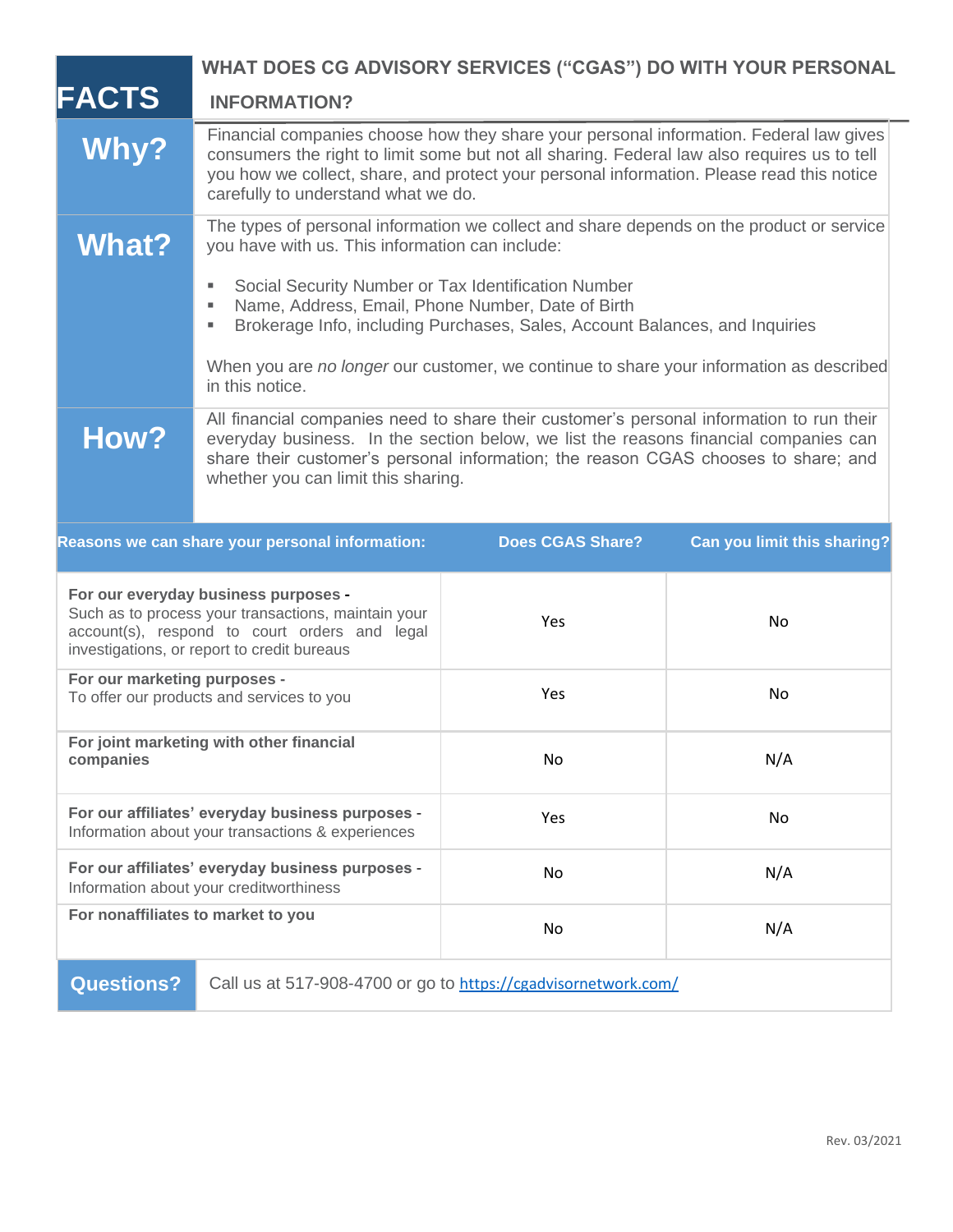# FACTS — WHAT DOES CG ADVISORY SERVICES ("CGAS") DO WITH YOUR PERSONAL INFORMATION?

| | |
|---|---|
| **Why?** | Financial companies choose how they share your personal information. Federal law gives consumers the right to limit some but not all sharing. Federal law also requires us to tell you how we collect, share, and protect your personal information. Please read this notice carefully to understand what we do. |
| **What?** | The types of personal information we collect and share depends on the product or service you have with us. This information can include:<br>▪ Social Security Number or Tax Identification Number<br>▪ Name, Address, Email, Phone Number, Date of Birth<br>▪ Brokerage Info, including Purchases, Sales, Account Balances, and Inquiries<br><br>When you are *no longer* our customer, we continue to share your information as described in this notice. |
| **How?** | All financial companies need to share their customer's personal information to run their everyday business. In the section below, we list the reasons financial companies can share their customer's personal information; the reason CGAS chooses to share; and whether you can limit this sharing. |

| Reasons we can share your personal information: | Does CGAS Share? | Can you limit this sharing? |
|---|---|---|
| **For our everyday business purposes -** Such as to process your transactions, maintain your account(s), respond to court orders and legal investigations, or report to credit bureaus | Yes | No |
| **For our marketing purposes -** To offer our products and services to you | Yes | No |
| **For joint marketing with other financial companies** | No | N/A |
| **For our affiliates' everyday business purposes -** Information about your transactions & experiences | Yes | No |
| **For our affiliates' everyday business purposes -** Information about your creditworthiness | No | N/A |
| **For nonaffiliates to market to you** | No | N/A |

| | |
|---|---|
| **Questions?** | Call us at 517-908-4700 or go to https://cgadvisornetwork.com/ |

Rev. 03/2021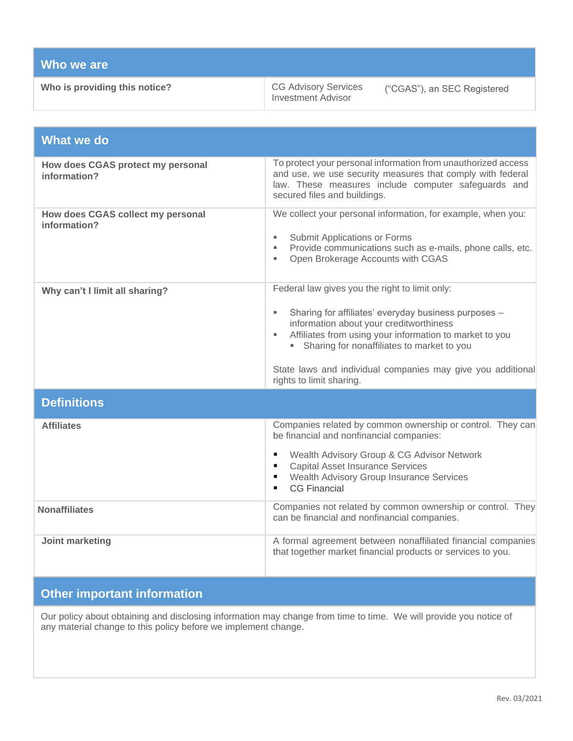## Who we are

| | |
|---|---|
| **Who is providing this notice?** | CG Advisory Services ("CGAS"), an SEC Registered Investment Advisor |

## What we do

| | |
|---|---|
| **How does CGAS protect my personal information?** | To protect your personal information from unauthorized access and use, we use security measures that comply with federal law. These measures include computer safeguards and secured files and buildings. |
| **How does CGAS collect my personal information?** | We collect your personal information, for example, when you:<br>▪ Submit Applications or Forms<br>▪ Provide communications such as e-mails, phone calls, etc.<br>▪ Open Brokerage Accounts with CGAS |
| **Why can't I limit all sharing?** | Federal law gives you the right to limit only:<br>▪ Sharing for affiliates' everyday business purposes – information about your creditworthiness<br>▪ Affiliates from using your information to market to you<br>▪ Sharing for nonaffiliates to market to you<br><br>State laws and individual companies may give you additional rights to limit sharing. |

## Definitions

| | |
|---|---|
| **Affiliates** | Companies related by common ownership or control. They can be financial and nonfinancial companies:<br>▪ Wealth Advisory Group & CG Advisor Network<br>▪ Capital Asset Insurance Services<br>▪ Wealth Advisory Group Insurance Services<br>▪ CG Financial |
| **Nonaffiliates** | Companies not related by common ownership or control. They can be financial and nonfinancial companies. |
| **Joint marketing** | A formal agreement between nonaffiliated financial companies that together market financial products or services to you. |

## Other important information

Our policy about obtaining and disclosing information may change from time to time. We will provide you notice of any material change to this policy before we implement change.

Rev. 03/2021